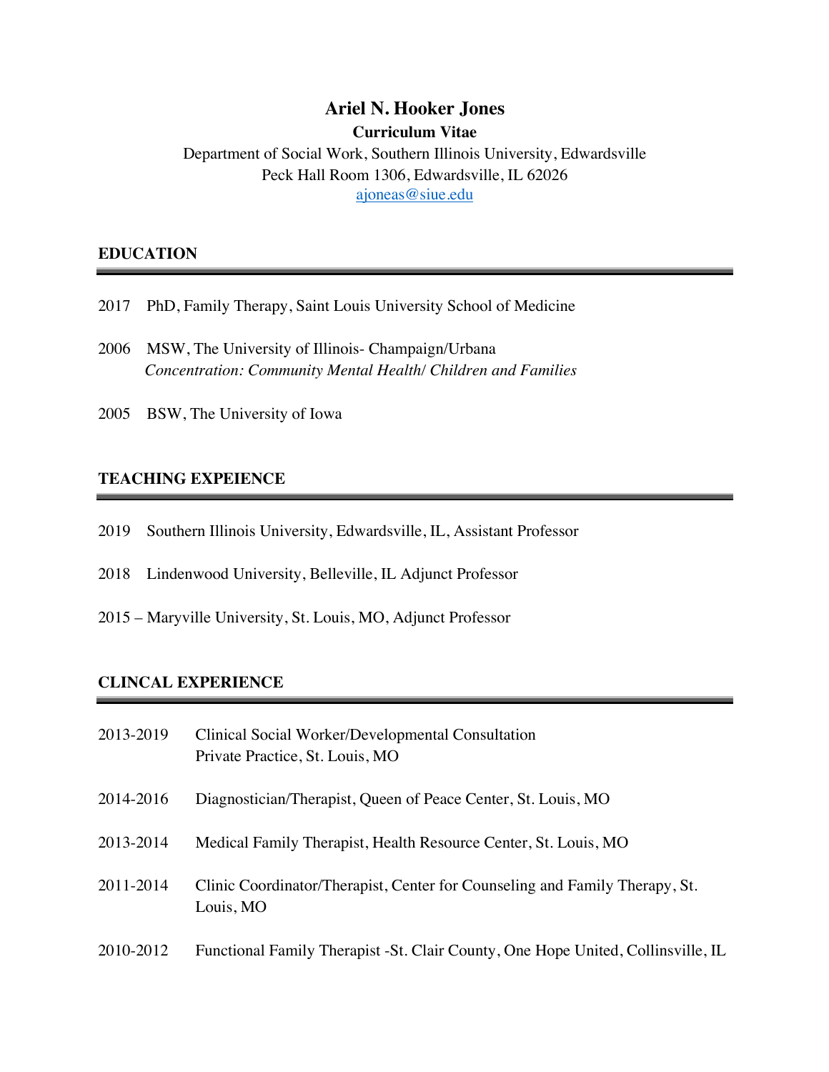# Ariel N. Hooker Jones

**Curriculum Vitae**

Department of Social Work, Southern Illinois University, Edwardsville
Peck Hall Room 1306, Edwardsville, IL 62026
ajoneas@siue.edu

## EDUCATION

2017 PhD, Family Therapy, Saint Louis University School of Medicine

2006 MSW, The University of Illinois- Champaign/Urbana
*Concentration: Community Mental Health/ Children and Families*

2005 BSW, The University of Iowa

## TEACHING EXPEIENCE

2019 Southern Illinois University, Edwardsville, IL, Assistant Professor

2018 Lindenwood University, Belleville, IL Adjunct Professor

2015 – Maryville University, St. Louis, MO, Adjunct Professor

## CLINCAL EXPERIENCE

2013-2019 Clinical Social Worker/Developmental Consultation
Private Practice, St. Louis, MO

2014-2016 Diagnostician/Therapist, Queen of Peace Center, St. Louis, MO

2013-2014 Medical Family Therapist, Health Resource Center, St. Louis, MO

2011-2014 Clinic Coordinator/Therapist, Center for Counseling and Family Therapy, St. Louis, MO

2010-2012 Functional Family Therapist -St. Clair County, One Hope United, Collinsville, IL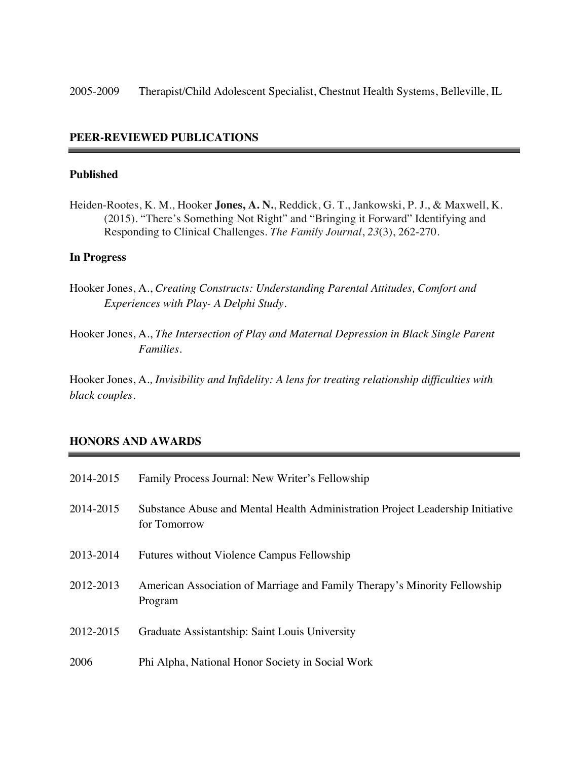2005-2009 Therapist/Child Adolescent Specialist, Chestnut Health Systems, Belleville, IL

## PEER-REVIEWED PUBLICATIONS

### Published

Heiden-Rootes, K. M., Hooker **Jones, A. N.**, Reddick, G. T., Jankowski, P. J., & Maxwell, K. (2015). "There's Something Not Right" and "Bringing it Forward" Identifying and Responding to Clinical Challenges. *The Family Journal*, *23*(3), 262-270.

### In Progress

Hooker Jones, A., *Creating Constructs: Understanding Parental Attitudes, Comfort and Experiences with Play- A Delphi Study*.

Hooker Jones, A., *The Intersection of Play and Maternal Depression in Black Single Parent Families*.

Hooker Jones, A., *Invisibility and Infidelity: A lens for treating relationship difficulties with black couples*.

## HONORS AND AWARDS

2014-2015 Family Process Journal: New Writer's Fellowship

2014-2015 Substance Abuse and Mental Health Administration Project Leadership Initiative for Tomorrow

2013-2014 Futures without Violence Campus Fellowship

2012-2013 American Association of Marriage and Family Therapy's Minority Fellowship Program

2012-2015 Graduate Assistantship: Saint Louis University

2006 Phi Alpha, National Honor Society in Social Work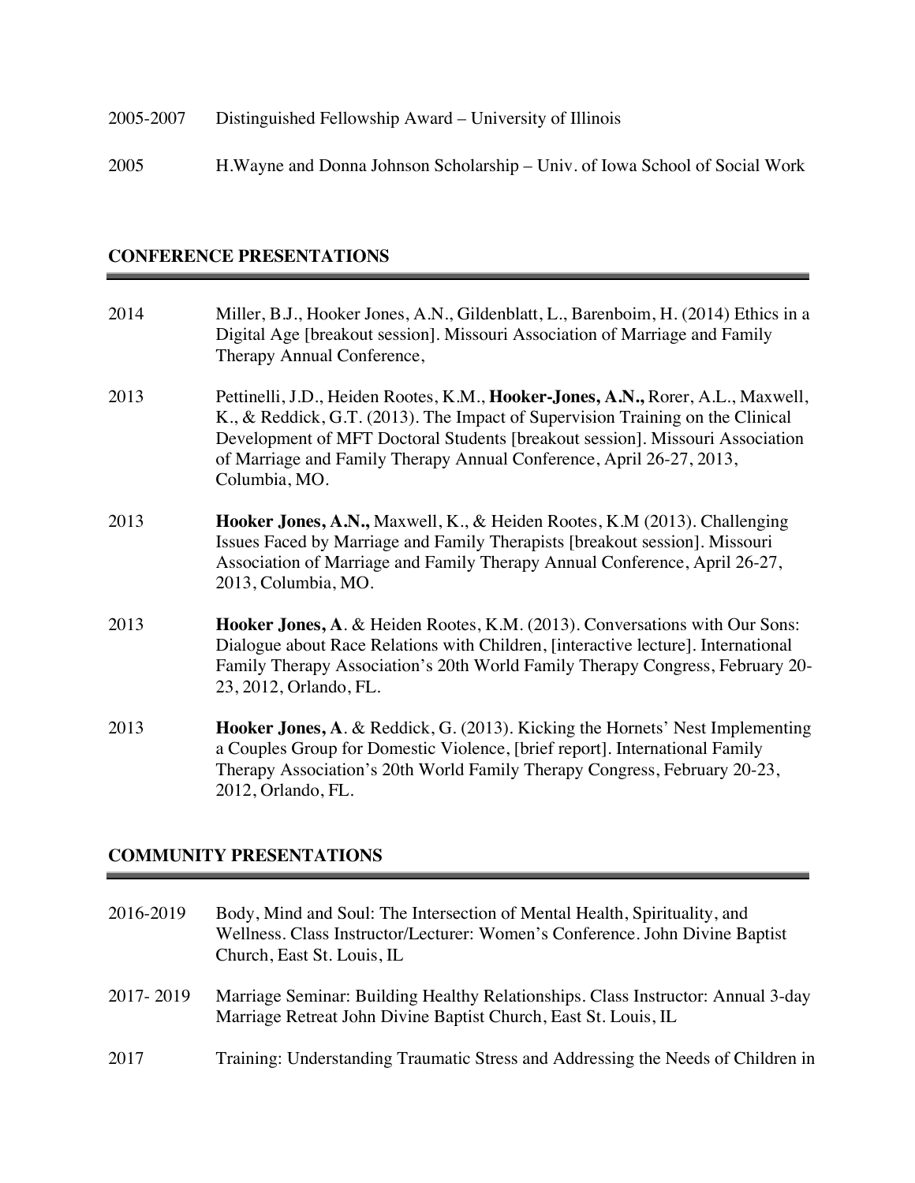2005-2007 Distinguished Fellowship Award – University of Illinois

2005 H.Wayne and Donna Johnson Scholarship – Univ. of Iowa School of Social Work

## CONFERENCE PRESENTATIONS

2014 Miller, B.J., Hooker Jones, A.N., Gildenblatt, L., Barenboim, H. (2014) Ethics in a Digital Age [breakout session]. Missouri Association of Marriage and Family Therapy Annual Conference,

2013 Pettinelli, J.D., Heiden Rootes, K.M., **Hooker-Jones, A.N.,** Rorer, A.L., Maxwell, K., & Reddick, G.T. (2013). The Impact of Supervision Training on the Clinical Development of MFT Doctoral Students [breakout session]. Missouri Association of Marriage and Family Therapy Annual Conference, April 26-27, 2013, Columbia, MO.

2013 **Hooker Jones, A.N.,** Maxwell, K., & Heiden Rootes, K.M (2013). Challenging Issues Faced by Marriage and Family Therapists [breakout session]. Missouri Association of Marriage and Family Therapy Annual Conference, April 26-27, 2013, Columbia, MO.

2013 **Hooker Jones, A**. & Heiden Rootes, K.M. (2013). Conversations with Our Sons: Dialogue about Race Relations with Children, [interactive lecture]. International Family Therapy Association's 20th World Family Therapy Congress, February 20-23, 2012, Orlando, FL.

2013 **Hooker Jones, A**. & Reddick, G. (2013). Kicking the Hornets' Nest Implementing a Couples Group for Domestic Violence, [brief report]. International Family Therapy Association's 20th World Family Therapy Congress, February 20-23, 2012, Orlando, FL.

## COMMUNITY PRESENTATIONS

2016-2019 Body, Mind and Soul: The Intersection of Mental Health, Spirituality, and Wellness. Class Instructor/Lecturer: Women's Conference. John Divine Baptist Church, East St. Louis, IL

2017- 2019 Marriage Seminar: Building Healthy Relationships. Class Instructor: Annual 3-day Marriage Retreat John Divine Baptist Church, East St. Louis, IL

2017 Training: Understanding Traumatic Stress and Addressing the Needs of Children in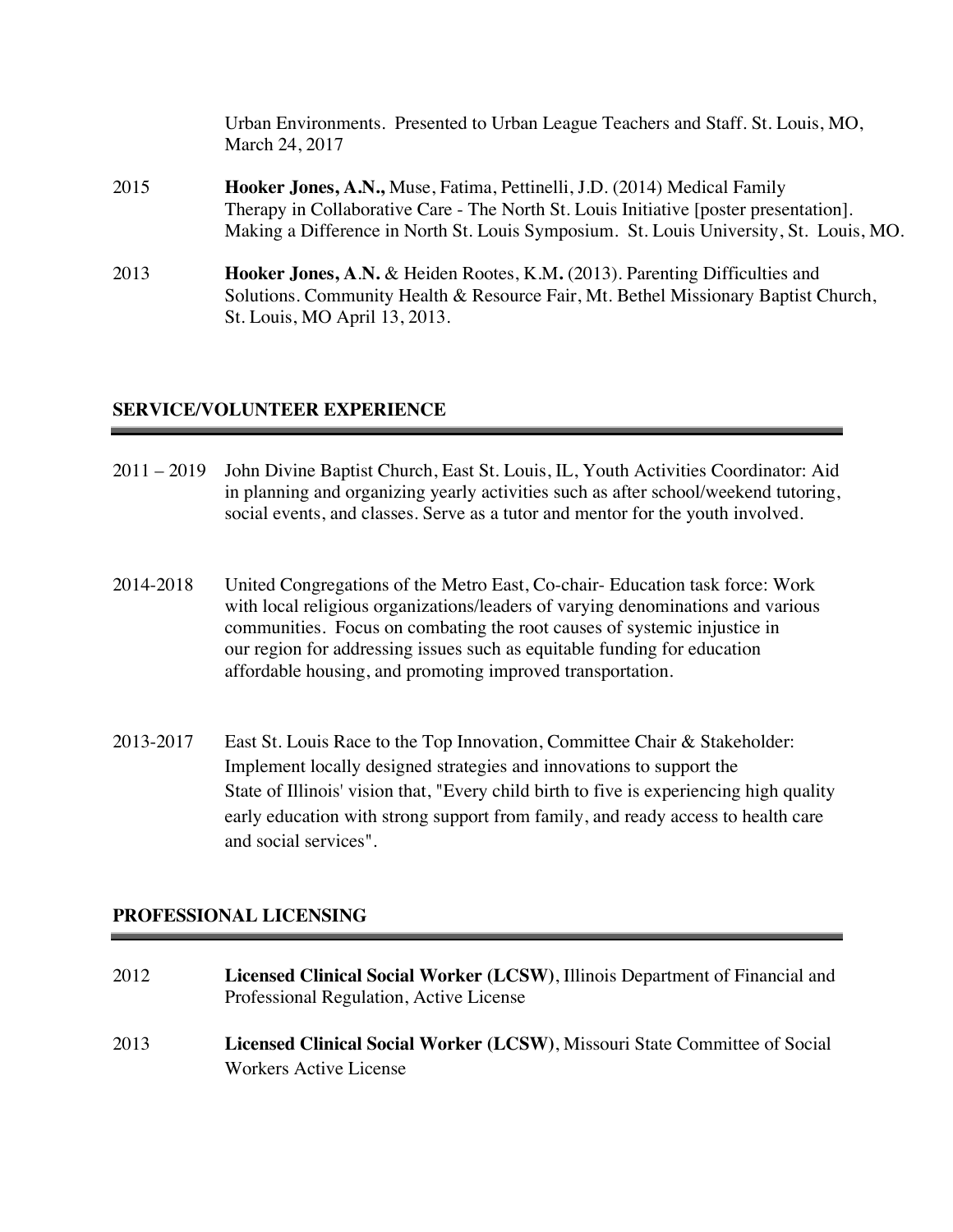Urban Environments. Presented to Urban League Teachers and Staff. St. Louis, MO, March 24, 2017

2015 **Hooker Jones, A.N.,** Muse, Fatima, Pettinelli, J.D. (2014) Medical Family Therapy in Collaborative Care - The North St. Louis Initiative [poster presentation]. Making a Difference in North St. Louis Symposium. St. Louis University, St. Louis, MO.

2013 **Hooker Jones, A.N.** & Heiden Rootes, K.M**.** (2013). Parenting Difficulties and Solutions. Community Health & Resource Fair, Mt. Bethel Missionary Baptist Church, St. Louis, MO April 13, 2013.

## SERVICE/VOLUNTEER EXPERIENCE

2011 – 2019 John Divine Baptist Church, East St. Louis, IL, Youth Activities Coordinator: Aid in planning and organizing yearly activities such as after school/weekend tutoring, social events, and classes. Serve as a tutor and mentor for the youth involved.

2014-2018 United Congregations of the Metro East, Co-chair- Education task force: Work with local religious organizations/leaders of varying denominations and various communities. Focus on combating the root causes of systemic injustice in our region for addressing issues such as equitable funding for education affordable housing, and promoting improved transportation.

2013-2017 East St. Louis Race to the Top Innovation, Committee Chair & Stakeholder: Implement locally designed strategies and innovations to support the State of Illinois' vision that, "Every child birth to five is experiencing high quality early education with strong support from family, and ready access to health care and social services".

## PROFESSIONAL LICENSING

2012 **Licensed Clinical Social Worker (LCSW)**, Illinois Department of Financial and Professional Regulation, Active License

2013 **Licensed Clinical Social Worker (LCSW)**, Missouri State Committee of Social Workers Active License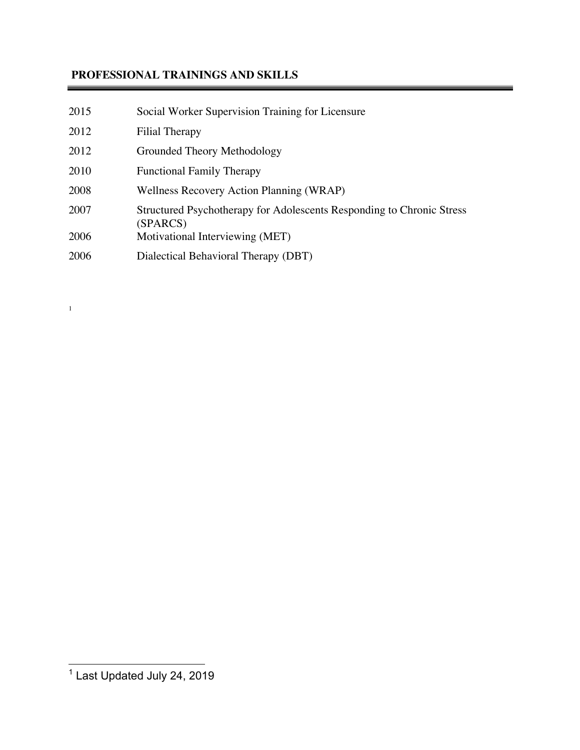## PROFESSIONAL TRAININGS AND SKILLS

| | |
|---|---|
| 2015 | Social Worker Supervision Training for Licensure |
| 2012 | Filial Therapy |
| 2012 | Grounded Theory Methodology |
| 2010 | Functional Family Therapy |
| 2008 | Wellness Recovery Action Planning (WRAP) |
| 2007 | Structured Psychotherapy for Adolescents Responding to Chronic Stress (SPARCS) |
| 2006 | Motivational Interviewing (MET) |
| 2006 | Dialectical Behavioral Therapy (DBT) |

[1]

[1] Last Updated July 24, 2019